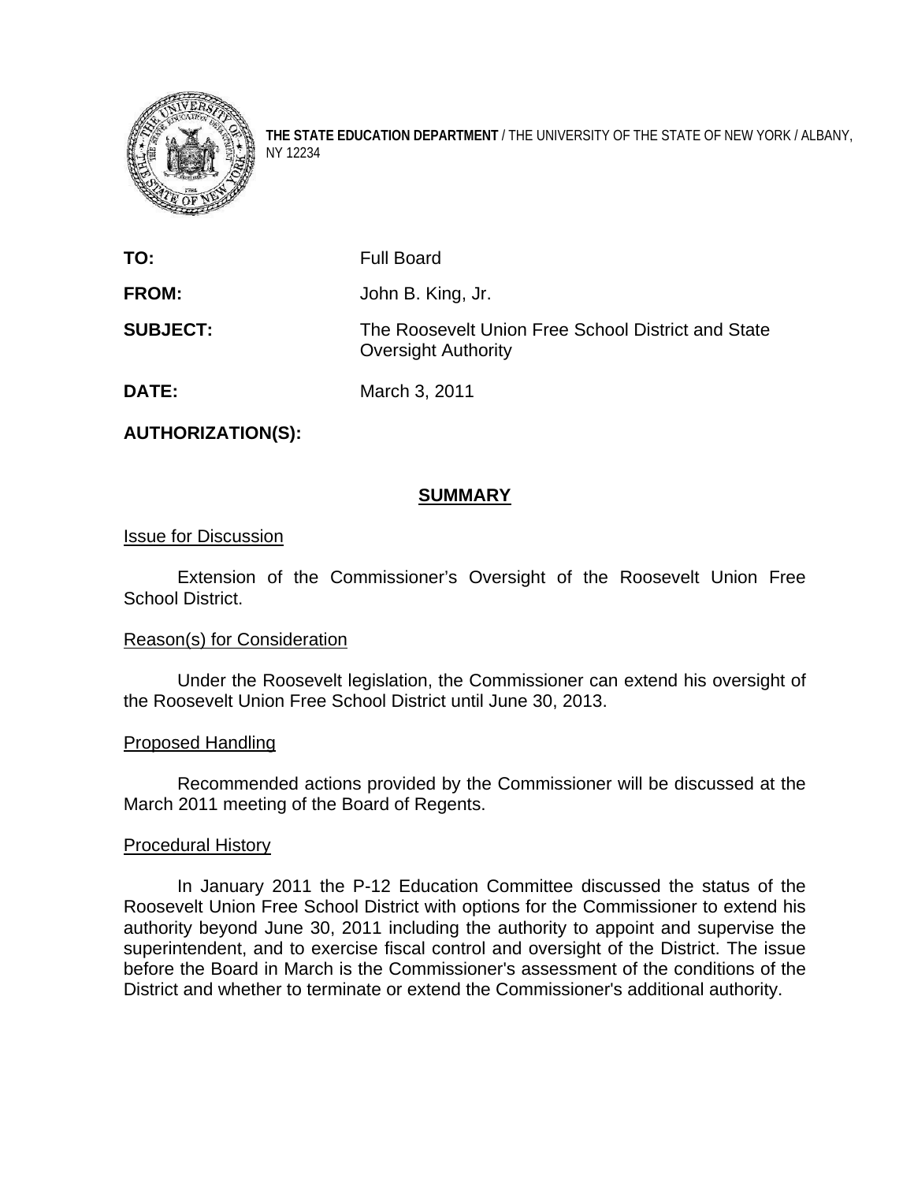**THE STATE EDUCATION DEPARTMENT** / THE UNIVERSITY OF THE STATE OF NEW YORK / ALBANY, NY 12234

| | |
|---|---|
| **TO:** | Full Board |
| **FROM:** | John B. King, Jr. |
| **SUBJECT:** | The Roosevelt Union Free School District and State Oversight Authority |
| **DATE:** | March 3, 2011 |
| **AUTHORIZATION(S):** | |

## SUMMARY

Issue for Discussion

Extension of the Commissioner's Oversight of the Roosevelt Union Free School District.

Reason(s) for Consideration

Under the Roosevelt legislation, the Commissioner can extend his oversight of the Roosevelt Union Free School District until June 30, 2013.

Proposed Handling

Recommended actions provided by the Commissioner will be discussed at the March 2011 meeting of the Board of Regents.

Procedural History

In January 2011 the P-12 Education Committee discussed the status of the Roosevelt Union Free School District with options for the Commissioner to extend his authority beyond June 30, 2011 including the authority to appoint and supervise the superintendent, and to exercise fiscal control and oversight of the District. The issue before the Board in March is the Commissioner's assessment of the conditions of the District and whether to terminate or extend the Commissioner's additional authority.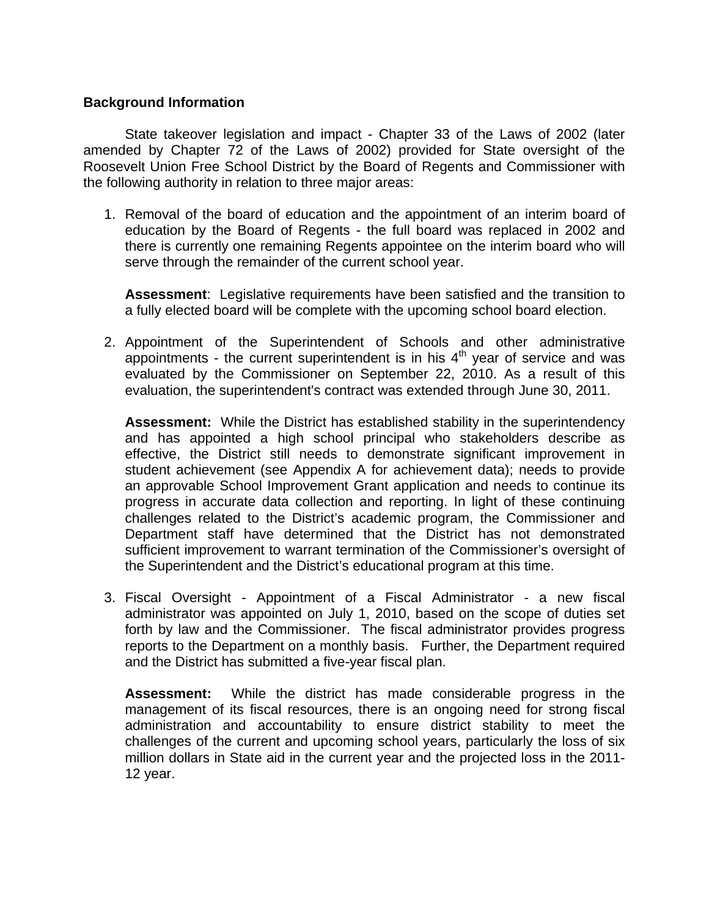**Background Information**

State takeover legislation and impact - Chapter 33 of the Laws of 2002 (later amended by Chapter 72 of the Laws of 2002) provided for State oversight of the Roosevelt Union Free School District by the Board of Regents and Commissioner with the following authority in relation to three major areas:

1. Removal of the board of education and the appointment of an interim board of education by the Board of Regents - the full board was replaced in 2002 and there is currently one remaining Regents appointee on the interim board who will serve through the remainder of the current school year.

   **Assessment**: Legislative requirements have been satisfied and the transition to a fully elected board will be complete with the upcoming school board election.

2. Appointment of the Superintendent of Schools and other administrative appointments - the current superintendent is in his 4th year of service and was evaluated by the Commissioner on September 22, 2010. As a result of this evaluation, the superintendent's contract was extended through June 30, 2011.

   **Assessment:** While the District has established stability in the superintendency and has appointed a high school principal who stakeholders describe as effective, the District still needs to demonstrate significant improvement in student achievement (see Appendix A for achievement data); needs to provide an approvable School Improvement Grant application and needs to continue its progress in accurate data collection and reporting. In light of these continuing challenges related to the District's academic program, the Commissioner and Department staff have determined that the District has not demonstrated sufficient improvement to warrant termination of the Commissioner's oversight of the Superintendent and the District's educational program at this time.

3. Fiscal Oversight - Appointment of a Fiscal Administrator - a new fiscal administrator was appointed on July 1, 2010, based on the scope of duties set forth by law and the Commissioner. The fiscal administrator provides progress reports to the Department on a monthly basis. Further, the Department required and the District has submitted a five-year fiscal plan.

   **Assessment:** While the district has made considerable progress in the management of its fiscal resources, there is an ongoing need for strong fiscal administration and accountability to ensure district stability to meet the challenges of the current and upcoming school years, particularly the loss of six million dollars in State aid in the current year and the projected loss in the 2011-12 year.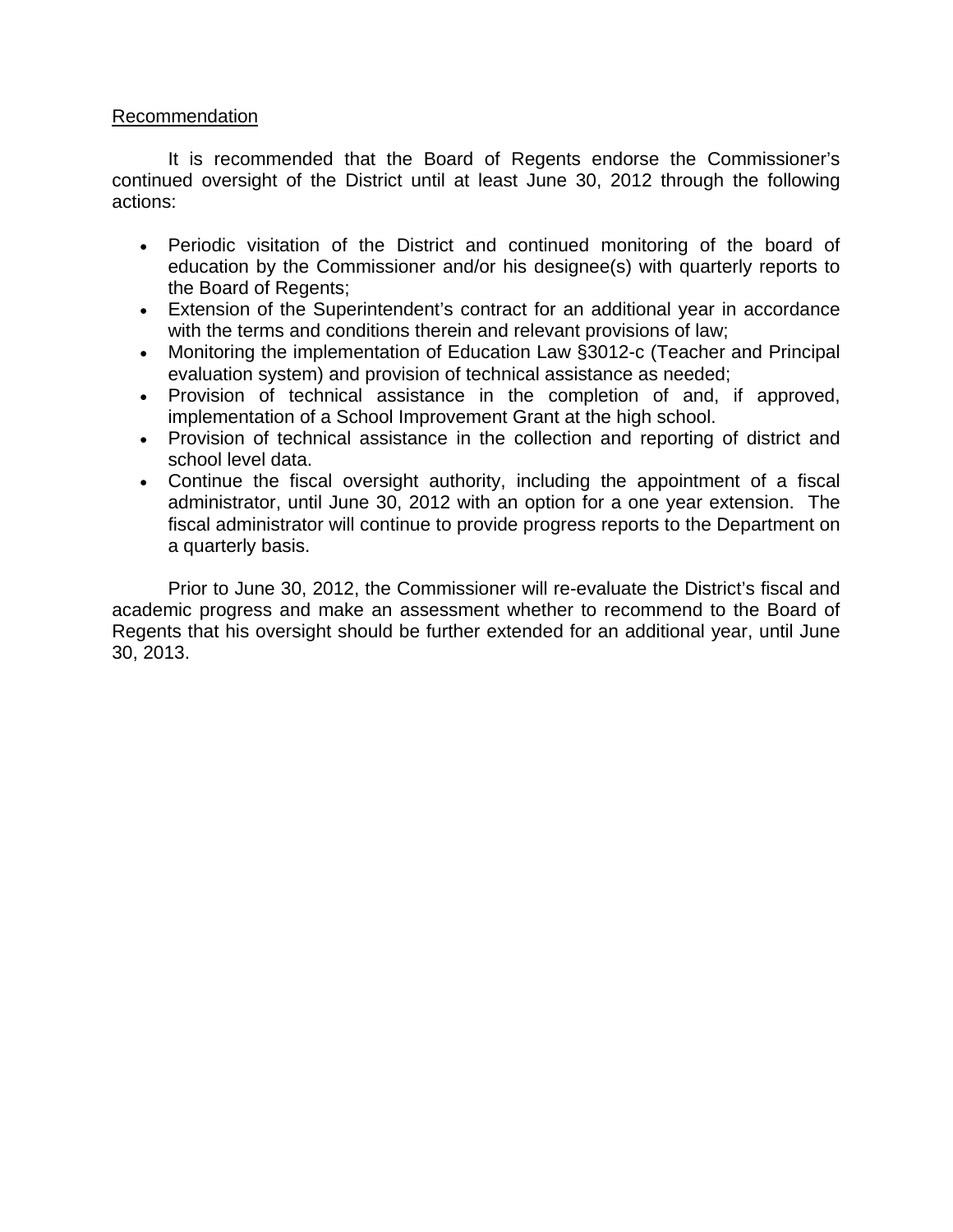<u>Recommendation</u>

It is recommended that the Board of Regents endorse the Commissioner's continued oversight of the District until at least June 30, 2012 through the following actions:

- Periodic visitation of the District and continued monitoring of the board of education by the Commissioner and/or his designee(s) with quarterly reports to the Board of Regents;
- Extension of the Superintendent's contract for an additional year in accordance with the terms and conditions therein and relevant provisions of law;
- Monitoring the implementation of Education Law §3012-c (Teacher and Principal evaluation system) and provision of technical assistance as needed;
- Provision of technical assistance in the completion of and, if approved, implementation of a School Improvement Grant at the high school.
- Provision of technical assistance in the collection and reporting of district and school level data.
- Continue the fiscal oversight authority, including the appointment of a fiscal administrator, until June 30, 2012 with an option for a one year extension. The fiscal administrator will continue to provide progress reports to the Department on a quarterly basis.

Prior to June 30, 2012, the Commissioner will re-evaluate the District's fiscal and academic progress and make an assessment whether to recommend to the Board of Regents that his oversight should be further extended for an additional year, until June 30, 2013.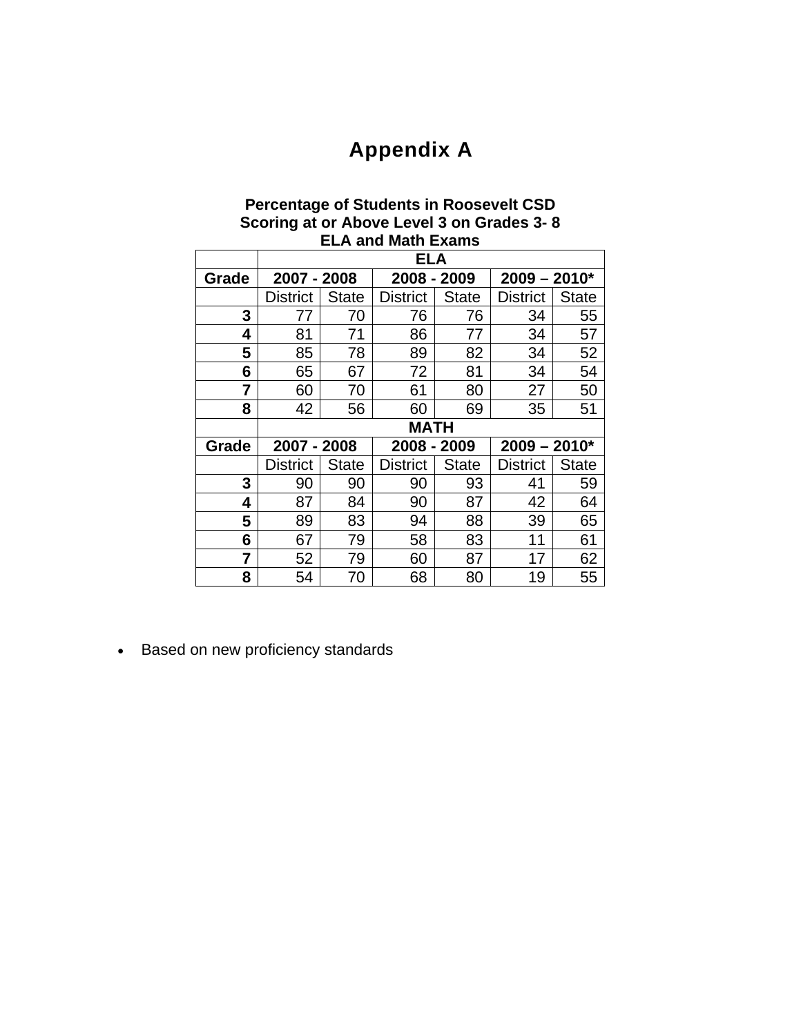# Appendix A

**Percentage of Students in Roosevelt CSD Scoring at or Above Level 3 on Grades 3- 8 ELA and Math Exams**

| | ELA | | | | | |
|---|---|---|---|---|---|---|
| **Grade** | **2007 - 2008** | | **2008 - 2009** | | **2009 – 2010*** | |
| | District | State | District | State | District | State |
| **3** | 77 | 70 | 76 | 76 | 34 | 55 |
| **4** | 81 | 71 | 86 | 77 | 34 | 57 |
| **5** | 85 | 78 | 89 | 82 | 34 | 52 |
| **6** | 65 | 67 | 72 | 81 | 34 | 54 |
| **7** | 60 | 70 | 61 | 80 | 27 | 50 |
| **8** | 42 | 56 | 60 | 69 | 35 | 51 |
| | **MATH** | | | | | |
| **Grade** | **2007 - 2008** | | **2008 - 2009** | | **2009 – 2010*** | |
| | District | State | District | State | District | State |
| **3** | 90 | 90 | 90 | 93 | 41 | 59 |
| **4** | 87 | 84 | 90 | 87 | 42 | 64 |
| **5** | 89 | 83 | 94 | 88 | 39 | 65 |
| **6** | 67 | 79 | 58 | 83 | 11 | 61 |
| **7** | 52 | 79 | 60 | 87 | 17 | 62 |
| **8** | 54 | 70 | 68 | 80 | 19 | 55 |

- Based on new proficiency standards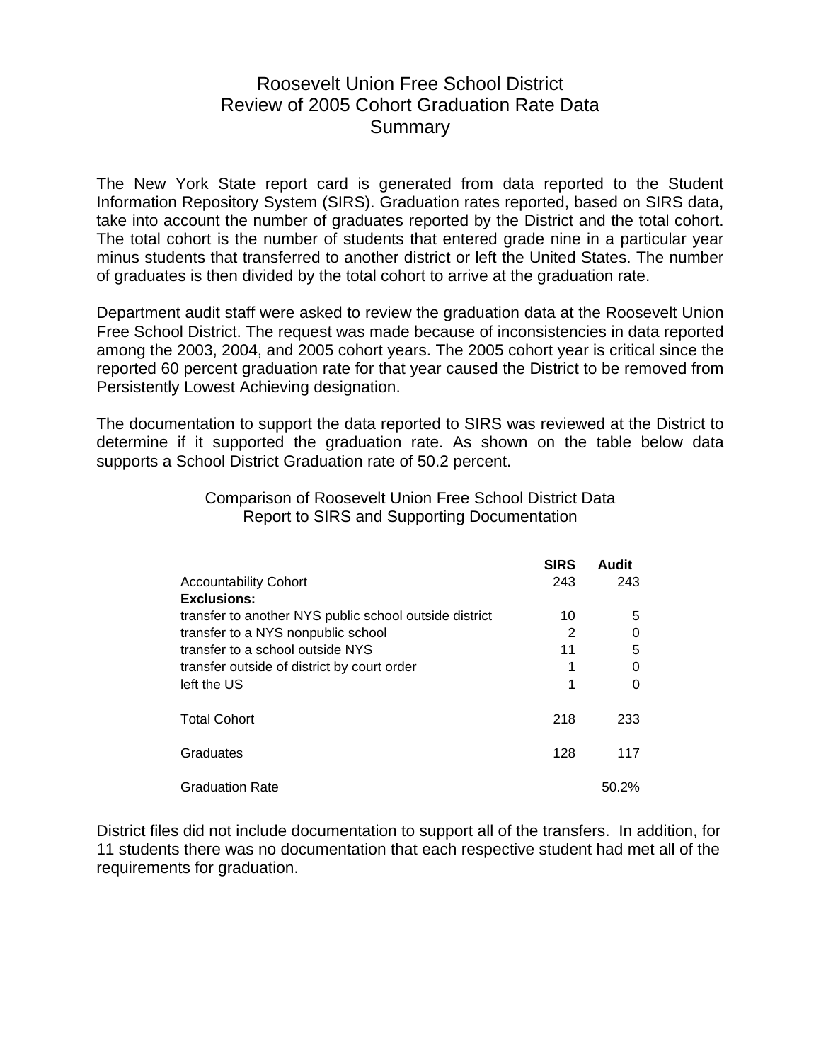# Roosevelt Union Free School District
## Review of 2005 Cohort Graduation Rate Data
## Summary

The New York State report card is generated from data reported to the Student Information Repository System (SIRS). Graduation rates reported, based on SIRS data, take into account the number of graduates reported by the District and the total cohort. The total cohort is the number of students that entered grade nine in a particular year minus students that transferred to another district or left the United States. The number of graduates is then divided by the total cohort to arrive at the graduation rate.

Department audit staff were asked to review the graduation data at the Roosevelt Union Free School District. The request was made because of inconsistencies in data reported among the 2003, 2004, and 2005 cohort years. The 2005 cohort year is critical since the reported 60 percent graduation rate for that year caused the District to be removed from Persistently Lowest Achieving designation.

The documentation to support the data reported to SIRS was reviewed at the District to determine if it supported the graduation rate. As shown on the table below data supports a School District Graduation rate of 50.2 percent.

Comparison of Roosevelt Union Free School District Data
Report to SIRS and Supporting Documentation

| | **SIRS** | **Audit** |
|---|---|---|
| Accountability Cohort | 243 | 243 |
| **Exclusions:** | | |
| transfer to another NYS public school outside district | 10 | 5 |
| transfer to a NYS nonpublic school | 2 | 0 |
| transfer to a school outside NYS | 11 | 5 |
| transfer outside of district by court order | 1 | 0 |
| left the US | 1 | 0 |
| Total Cohort | 218 | 233 |
| Graduates | 128 | 117 |
| Graduation Rate | | 50.2% |

District files did not include documentation to support all of the transfers. In addition, for 11 students there was no documentation that each respective student had met all of the requirements for graduation.